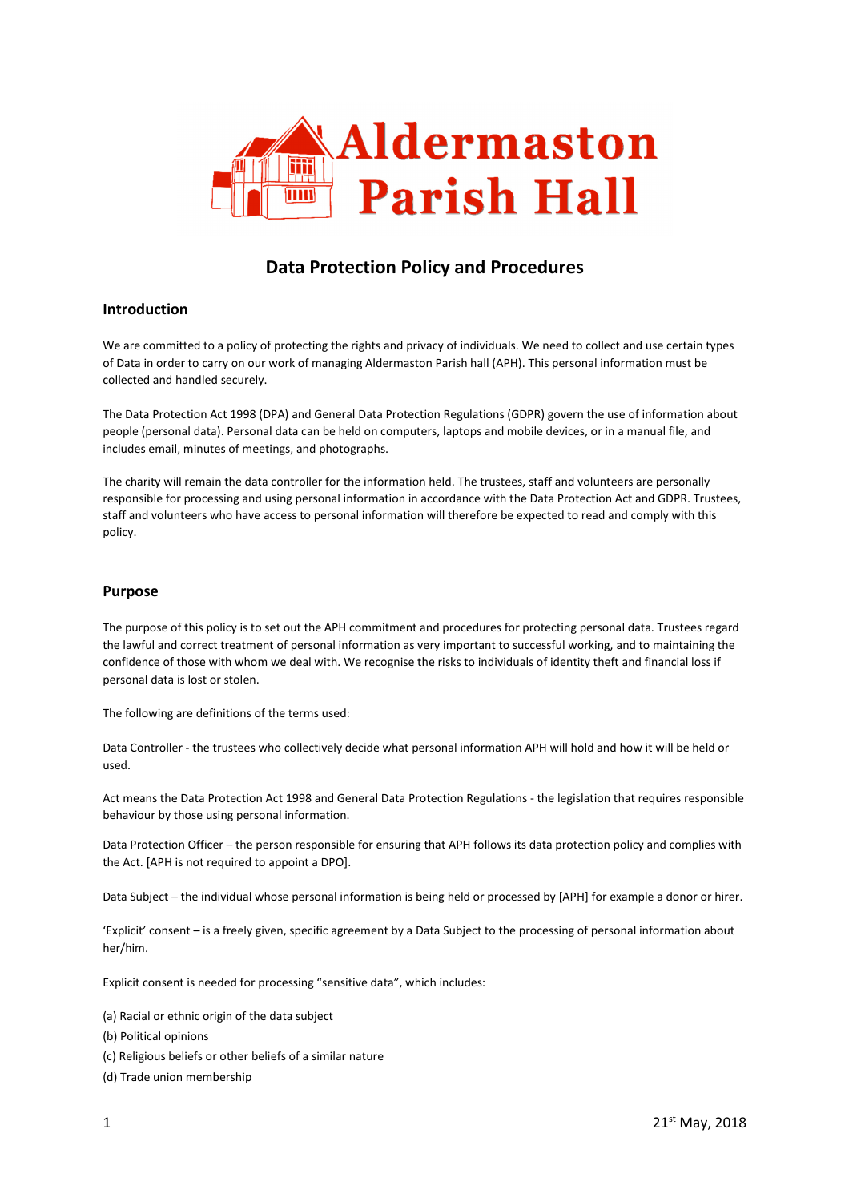# Aldermaston Parish Hall

## Data Protection Policy and Procedures

### Introduction

We are committed to a policy of protecting the rights and privacy of individuals. We need to collect and use certain types of Data in order to carry on our work of managing Aldermaston Parish hall (APH). This personal information must be collected and handled securely.

The Data Protection Act 1998 (DPA) and General Data Protection Regulations (GDPR) govern the use of information about people (personal data). Personal data can be held on computers, laptops and mobile devices, or in a manual file, and includes email, minutes of meetings, and photographs.

The charity will remain the data controller for the information held. The trustees, staff and volunteers are personally responsible for processing and using personal information in accordance with the Data Protection Act and GDPR. Trustees, staff and volunteers who have access to personal information will therefore be expected to read and comply with this policy.

### Purpose

The purpose of this policy is to set out the APH commitment and procedures for protecting personal data. Trustees regard the lawful and correct treatment of personal information as very important to successful working, and to maintaining the confidence of those with whom we deal with. We recognise the risks to individuals of identity theft and financial loss if personal data is lost or stolen.

The following are definitions of the terms used:

Data Controller - the trustees who collectively decide what personal information APH will hold and how it will be held or used.

Act means the Data Protection Act 1998 and General Data Protection Regulations - the legislation that requires responsible behaviour by those using personal information.

Data Protection Officer – the person responsible for ensuring that APH follows its data protection policy and complies with the Act. [APH is not required to appoint a DPO].

Data Subject – the individual whose personal information is being held or processed by [APH] for example a donor or hirer.

'Explicit' consent – is a freely given, specific agreement by a Data Subject to the processing of personal information about her/him.

Explicit consent is needed for processing "sensitive data", which includes:

(a) Racial or ethnic origin of the data subject

(b) Political opinions

(c) Religious beliefs or other beliefs of a similar nature

(d) Trade union membership

21st May, 2018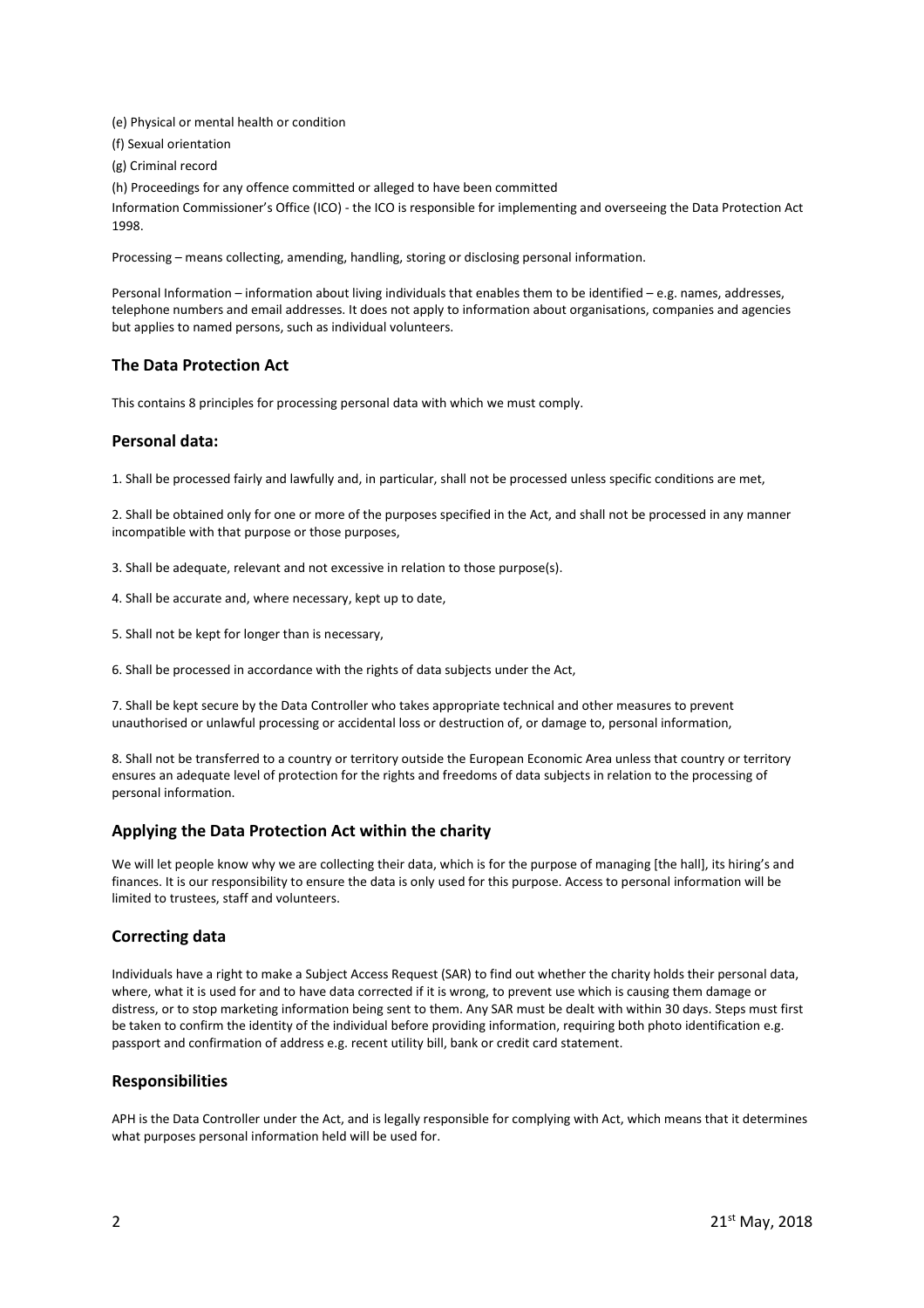(e) Physical or mental health or condition

(f) Sexual orientation

(g) Criminal record

(h) Proceedings for any offence committed or alleged to have been committed

Information Commissioner's Office (ICO) - the ICO is responsible for implementing and overseeing the Data Protection Act 1998.

Processing – means collecting, amending, handling, storing or disclosing personal information.

Personal Information – information about living individuals that enables them to be identified – e.g. names, addresses, telephone numbers and email addresses. It does not apply to information about organisations, companies and agencies but applies to named persons, such as individual volunteers.

## The Data Protection Act

This contains 8 principles for processing personal data with which we must comply.

## Personal data:

1. Shall be processed fairly and lawfully and, in particular, shall not be processed unless specific conditions are met,

2. Shall be obtained only for one or more of the purposes specified in the Act, and shall not be processed in any manner incompatible with that purpose or those purposes,

3. Shall be adequate, relevant and not excessive in relation to those purpose(s).

4. Shall be accurate and, where necessary, kept up to date,

5. Shall not be kept for longer than is necessary,

6. Shall be processed in accordance with the rights of data subjects under the Act,

7. Shall be kept secure by the Data Controller who takes appropriate technical and other measures to prevent unauthorised or unlawful processing or accidental loss or destruction of, or damage to, personal information,

8. Shall not be transferred to a country or territory outside the European Economic Area unless that country or territory ensures an adequate level of protection for the rights and freedoms of data subjects in relation to the processing of personal information.

## Applying the Data Protection Act within the charity

We will let people know why we are collecting their data, which is for the purpose of managing [the hall], its hiring's and finances. It is our responsibility to ensure the data is only used for this purpose. Access to personal information will be limited to trustees, staff and volunteers.

## Correcting data

Individuals have a right to make a Subject Access Request (SAR) to find out whether the charity holds their personal data, where, what it is used for and to have data corrected if it is wrong, to prevent use which is causing them damage or distress, or to stop marketing information being sent to them. Any SAR must be dealt with within 30 days. Steps must first be taken to confirm the identity of the individual before providing information, requiring both photo identification e.g. passport and confirmation of address e.g. recent utility bill, bank or credit card statement.

## Responsibilities

APH is the Data Controller under the Act, and is legally responsible for complying with Act, which means that it determines what purposes personal information held will be used for.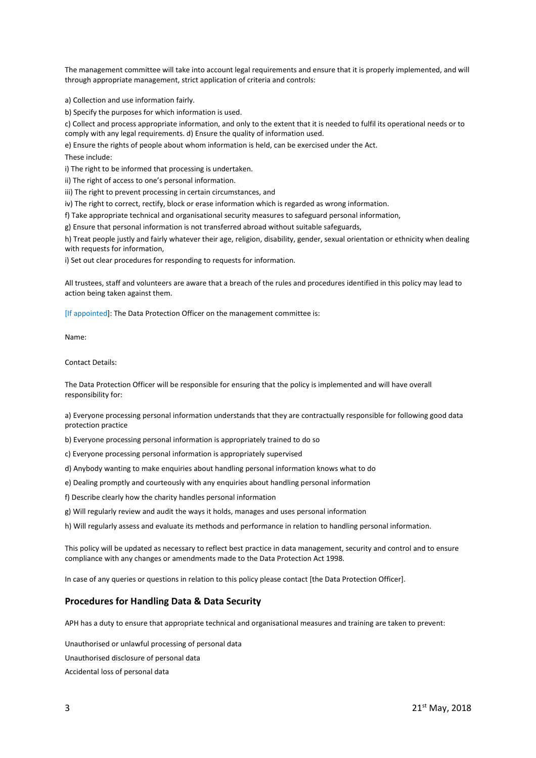The management committee will take into account legal requirements and ensure that it is properly implemented, and will through appropriate management, strict application of criteria and controls:

a) Collection and use information fairly.

b) Specify the purposes for which information is used.

c) Collect and process appropriate information, and only to the extent that it is needed to fulfil its operational needs or to comply with any legal requirements. d) Ensure the quality of information used.

e) Ensure the rights of people about whom information is held, can be exercised under the Act.

These include:

i) The right to be informed that processing is undertaken.

ii) The right of access to one's personal information.

iii) The right to prevent processing in certain circumstances, and

iv) The right to correct, rectify, block or erase information which is regarded as wrong information.

f) Take appropriate technical and organisational security measures to safeguard personal information,

g) Ensure that personal information is not transferred abroad without suitable safeguards,

h) Treat people justly and fairly whatever their age, religion, disability, gender, sexual orientation or ethnicity when dealing with requests for information,

i) Set out clear procedures for responding to requests for information.

All trustees, staff and volunteers are aware that a breach of the rules and procedures identified in this policy may lead to action being taken against them.

[If appointed]: The Data Protection Officer on the management committee is:

Name:

Contact Details:

The Data Protection Officer will be responsible for ensuring that the policy is implemented and will have overall responsibility for:

a) Everyone processing personal information understands that they are contractually responsible for following good data protection practice

b) Everyone processing personal information is appropriately trained to do so

c) Everyone processing personal information is appropriately supervised

d) Anybody wanting to make enquiries about handling personal information knows what to do

e) Dealing promptly and courteously with any enquiries about handling personal information

f) Describe clearly how the charity handles personal information

g) Will regularly review and audit the ways it holds, manages and uses personal information

h) Will regularly assess and evaluate its methods and performance in relation to handling personal information.

This policy will be updated as necessary to reflect best practice in data management, security and control and to ensure compliance with any changes or amendments made to the Data Protection Act 1998.

In case of any queries or questions in relation to this policy please contact [the Data Protection Officer].

## Procedures for Handling Data & Data Security

APH has a duty to ensure that appropriate technical and organisational measures and training are taken to prevent:

Unauthorised or unlawful processing of personal data

Unauthorised disclosure of personal data

Accidental loss of personal data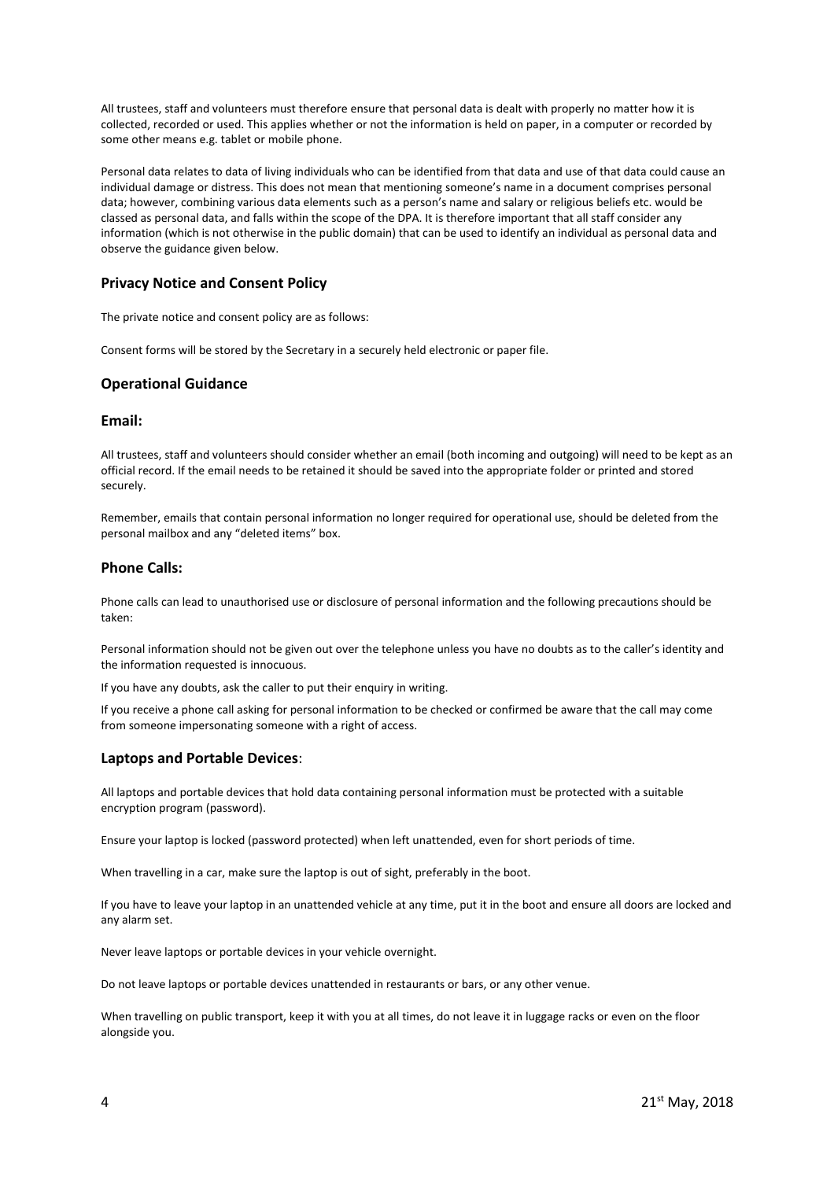All trustees, staff and volunteers must therefore ensure that personal data is dealt with properly no matter how it is collected, recorded or used. This applies whether or not the information is held on paper, in a computer or recorded by some other means e.g. tablet or mobile phone.

Personal data relates to data of living individuals who can be identified from that data and use of that data could cause an individual damage or distress. This does not mean that mentioning someone's name in a document comprises personal data; however, combining various data elements such as a person's name and salary or religious beliefs etc. would be classed as personal data, and falls within the scope of the DPA. It is therefore important that all staff consider any information (which is not otherwise in the public domain) that can be used to identify an individual as personal data and observe the guidance given below.

## Privacy Notice and Consent Policy

The private notice and consent policy are as follows:

Consent forms will be stored by the Secretary in a securely held electronic or paper file.

## Operational Guidance

### Email:

All trustees, staff and volunteers should consider whether an email (both incoming and outgoing) will need to be kept as an official record. If the email needs to be retained it should be saved into the appropriate folder or printed and stored securely.

Remember, emails that contain personal information no longer required for operational use, should be deleted from the personal mailbox and any "deleted items" box.

### Phone Calls:

Phone calls can lead to unauthorised use or disclosure of personal information and the following precautions should be taken:

Personal information should not be given out over the telephone unless you have no doubts as to the caller's identity and the information requested is innocuous.

If you have any doubts, ask the caller to put their enquiry in writing.

If you receive a phone call asking for personal information to be checked or confirmed be aware that the call may come from someone impersonating someone with a right of access.

### Laptops and Portable Devices:

All laptops and portable devices that hold data containing personal information must be protected with a suitable encryption program (password).

Ensure your laptop is locked (password protected) when left unattended, even for short periods of time.

When travelling in a car, make sure the laptop is out of sight, preferably in the boot.

If you have to leave your laptop in an unattended vehicle at any time, put it in the boot and ensure all doors are locked and any alarm set.

Never leave laptops or portable devices in your vehicle overnight.

Do not leave laptops or portable devices unattended in restaurants or bars, or any other venue.

When travelling on public transport, keep it with you at all times, do not leave it in luggage racks or even on the floor alongside you.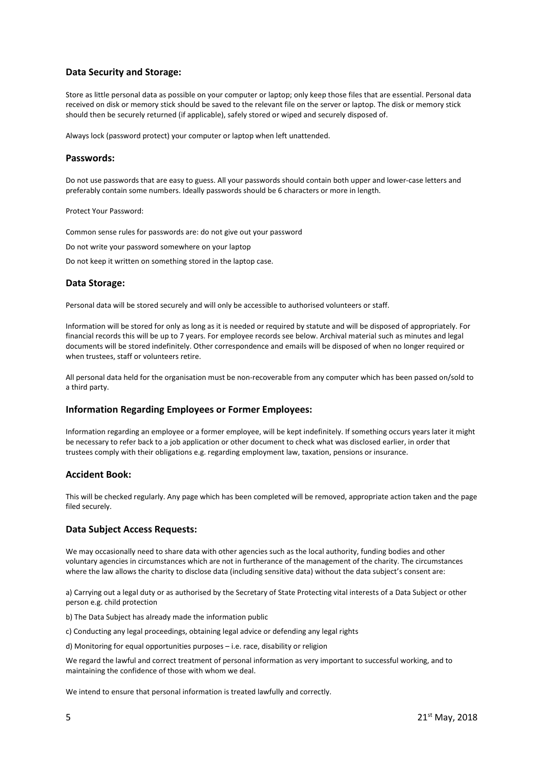## Data Security and Storage:

Store as little personal data as possible on your computer or laptop; only keep those files that are essential. Personal data received on disk or memory stick should be saved to the relevant file on the server or laptop. The disk or memory stick should then be securely returned (if applicable), safely stored or wiped and securely disposed of.

Always lock (password protect) your computer or laptop when left unattended.

## Passwords:

Do not use passwords that are easy to guess. All your passwords should contain both upper and lower-case letters and preferably contain some numbers. Ideally passwords should be 6 characters or more in length.

Protect Your Password:

Common sense rules for passwords are: do not give out your password

Do not write your password somewhere on your laptop

Do not keep it written on something stored in the laptop case.

## Data Storage:

Personal data will be stored securely and will only be accessible to authorised volunteers or staff.

Information will be stored for only as long as it is needed or required by statute and will be disposed of appropriately. For financial records this will be up to 7 years. For employee records see below. Archival material such as minutes and legal documents will be stored indefinitely. Other correspondence and emails will be disposed of when no longer required or when trustees, staff or volunteers retire.

All personal data held for the organisation must be non-recoverable from any computer which has been passed on/sold to a third party.

## Information Regarding Employees or Former Employees:

Information regarding an employee or a former employee, will be kept indefinitely. If something occurs years later it might be necessary to refer back to a job application or other document to check what was disclosed earlier, in order that trustees comply with their obligations e.g. regarding employment law, taxation, pensions or insurance.

## Accident Book:

This will be checked regularly. Any page which has been completed will be removed, appropriate action taken and the page filed securely.

## Data Subject Access Requests:

We may occasionally need to share data with other agencies such as the local authority, funding bodies and other voluntary agencies in circumstances which are not in furtherance of the management of the charity. The circumstances where the law allows the charity to disclose data (including sensitive data) without the data subject's consent are:

a) Carrying out a legal duty or as authorised by the Secretary of State Protecting vital interests of a Data Subject or other person e.g. child protection

b) The Data Subject has already made the information public

c) Conducting any legal proceedings, obtaining legal advice or defending any legal rights

d) Monitoring for equal opportunities purposes – i.e. race, disability or religion

We regard the lawful and correct treatment of personal information as very important to successful working, and to maintaining the confidence of those with whom we deal.

We intend to ensure that personal information is treated lawfully and correctly.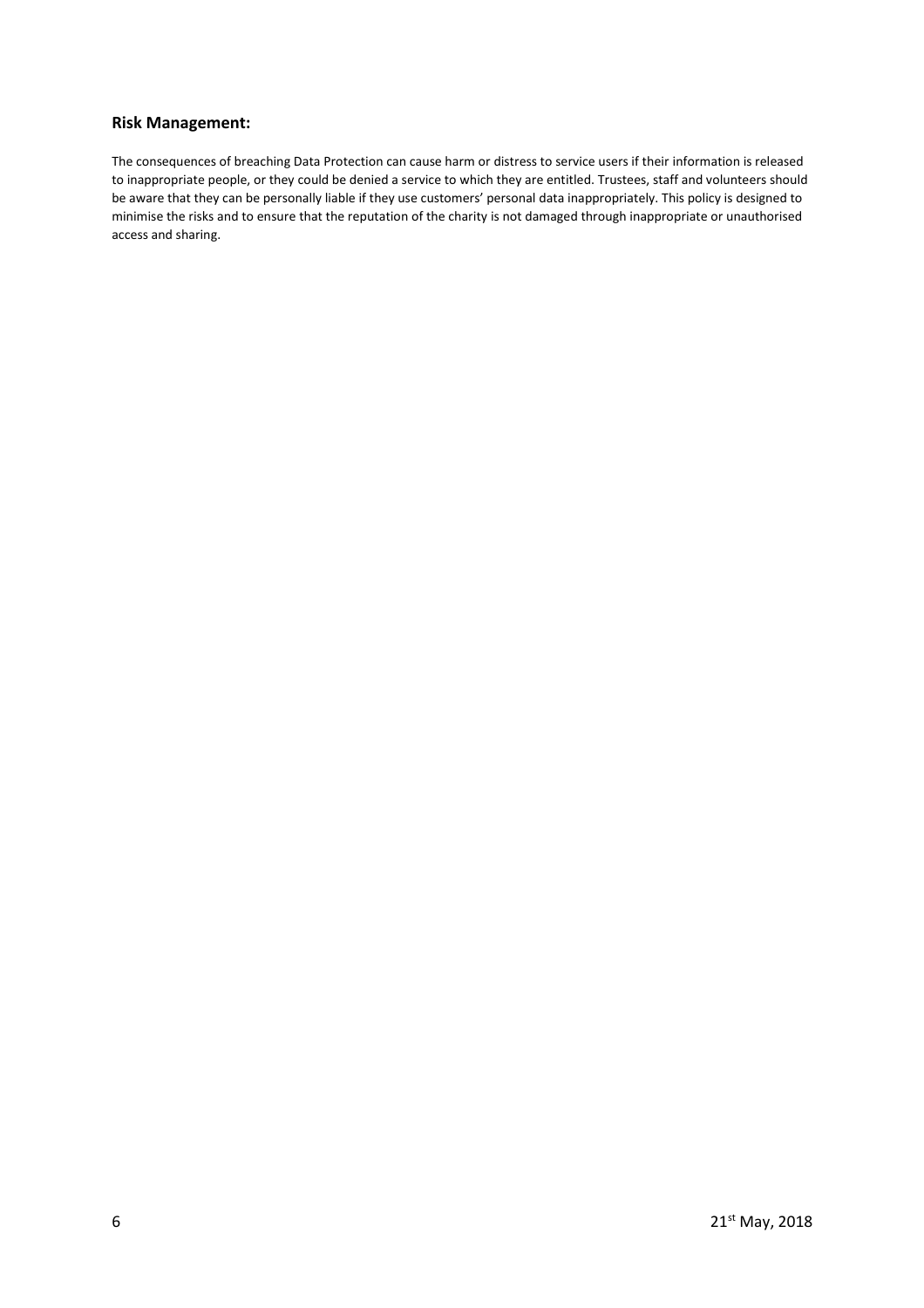## Risk Management:

The consequences of breaching Data Protection can cause harm or distress to service users if their information is released to inappropriate people, or they could be denied a service to which they are entitled. Trustees, staff and volunteers should be aware that they can be personally liable if they use customers' personal data inappropriately. This policy is designed to minimise the risks and to ensure that the reputation of the charity is not damaged through inappropriate or unauthorised access and sharing.